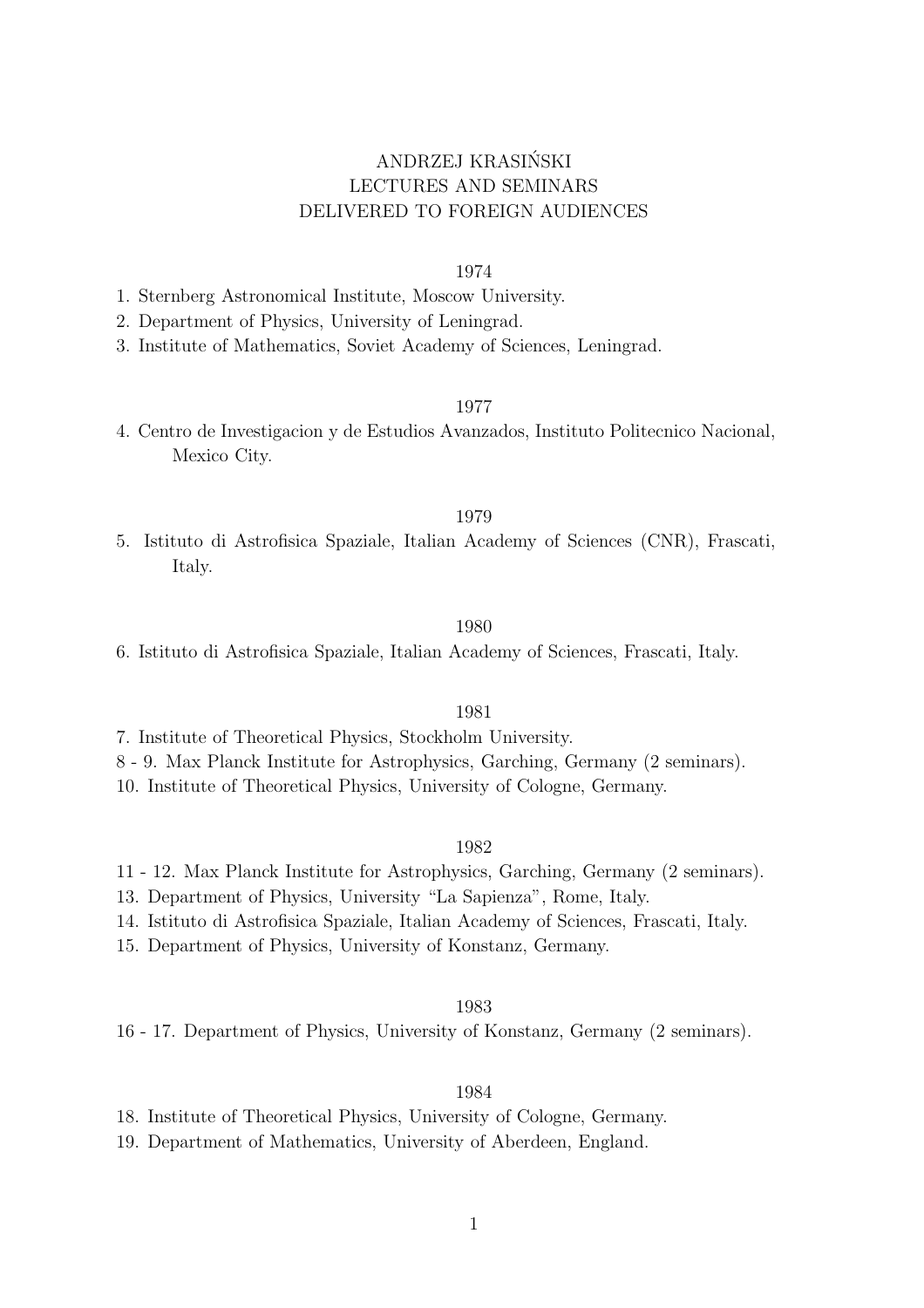# ANDRZEJ KRASIŃSKI
# LECTURES AND SEMINARS
# DELIVERED TO FOREIGN AUDIENCES

## 1974

1. Sternberg Astronomical Institute, Moscow University.
2. Department of Physics, University of Leningrad.
3. Institute of Mathematics, Soviet Academy of Sciences, Leningrad.

## 1977

4. Centro de Investigacion y de Estudios Avanzados, Instituto Politecnico Nacional, Mexico City.

## 1979

5. Istituto di Astrofisica Spaziale, Italian Academy of Sciences (CNR), Frascati, Italy.

## 1980

6. Istituto di Astrofisica Spaziale, Italian Academy of Sciences, Frascati, Italy.

## 1981

7. Institute of Theoretical Physics, Stockholm University.

8 - 9. Max Planck Institute for Astrophysics, Garching, Germany (2 seminars).

10. Institute of Theoretical Physics, University of Cologne, Germany.

## 1982

11 - 12. Max Planck Institute for Astrophysics, Garching, Germany (2 seminars).

13. Department of Physics, University "La Sapienza", Rome, Italy.
14. Istituto di Astrofisica Spaziale, Italian Academy of Sciences, Frascati, Italy.
15. Department of Physics, University of Konstanz, Germany.

## 1983

16 - 17. Department of Physics, University of Konstanz, Germany (2 seminars).

## 1984

18. Institute of Theoretical Physics, University of Cologne, Germany.
19. Department of Mathematics, University of Aberdeen, England.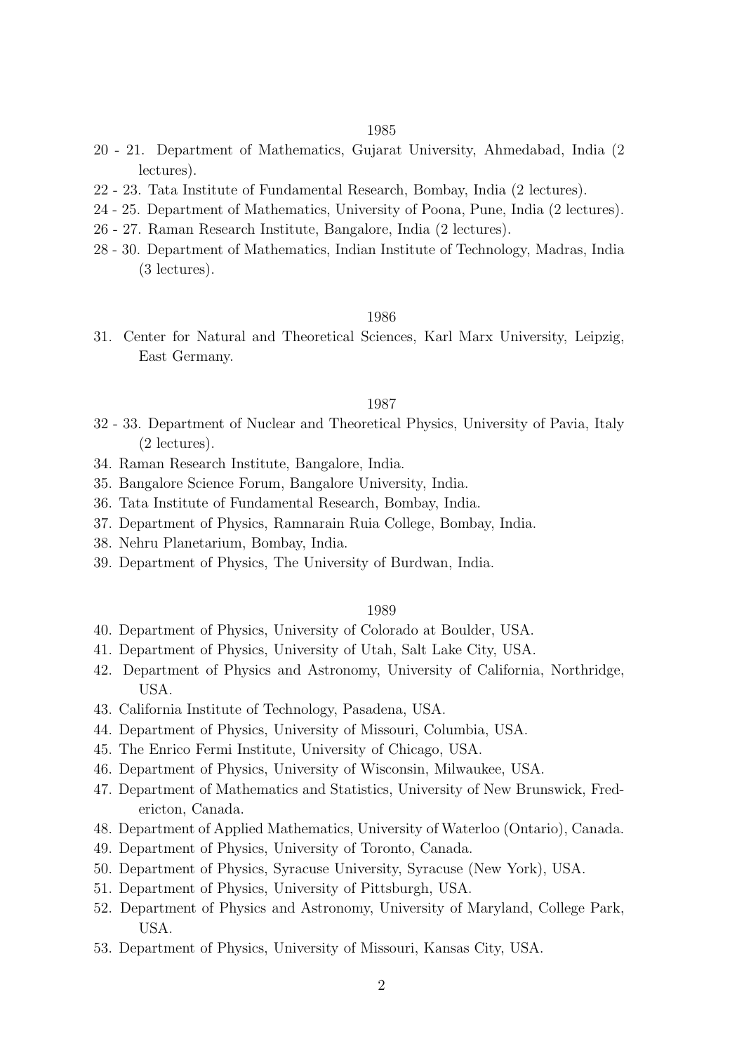1985

20 - 21. Department of Mathematics, Gujarat University, Ahmedabad, India (2 lectures).

22 - 23. Tata Institute of Fundamental Research, Bombay, India (2 lectures).

24 - 25. Department of Mathematics, University of Poona, Pune, India (2 lectures).

26 - 27. Raman Research Institute, Bangalore, India (2 lectures).

28 - 30. Department of Mathematics, Indian Institute of Technology, Madras, India (3 lectures).

1986

31. Center for Natural and Theoretical Sciences, Karl Marx University, Leipzig, East Germany.

1987

32 - 33. Department of Nuclear and Theoretical Physics, University of Pavia, Italy (2 lectures).

34. Raman Research Institute, Bangalore, India.

35. Bangalore Science Forum, Bangalore University, India.

36. Tata Institute of Fundamental Research, Bombay, India.

37. Department of Physics, Ramnarain Ruia College, Bombay, India.

38. Nehru Planetarium, Bombay, India.

39. Department of Physics, The University of Burdwan, India.

1989

40. Department of Physics, University of Colorado at Boulder, USA.

41. Department of Physics, University of Utah, Salt Lake City, USA.

42. Department of Physics and Astronomy, University of California, Northridge, USA.

43. California Institute of Technology, Pasadena, USA.

44. Department of Physics, University of Missouri, Columbia, USA.

45. The Enrico Fermi Institute, University of Chicago, USA.

46. Department of Physics, University of Wisconsin, Milwaukee, USA.

47. Department of Mathematics and Statistics, University of New Brunswick, Fredericton, Canada.

48. Department of Applied Mathematics, University of Waterloo (Ontario), Canada.

49. Department of Physics, University of Toronto, Canada.

50. Department of Physics, Syracuse University, Syracuse (New York), USA.

51. Department of Physics, University of Pittsburgh, USA.

52. Department of Physics and Astronomy, University of Maryland, College Park, USA.

53. Department of Physics, University of Missouri, Kansas City, USA.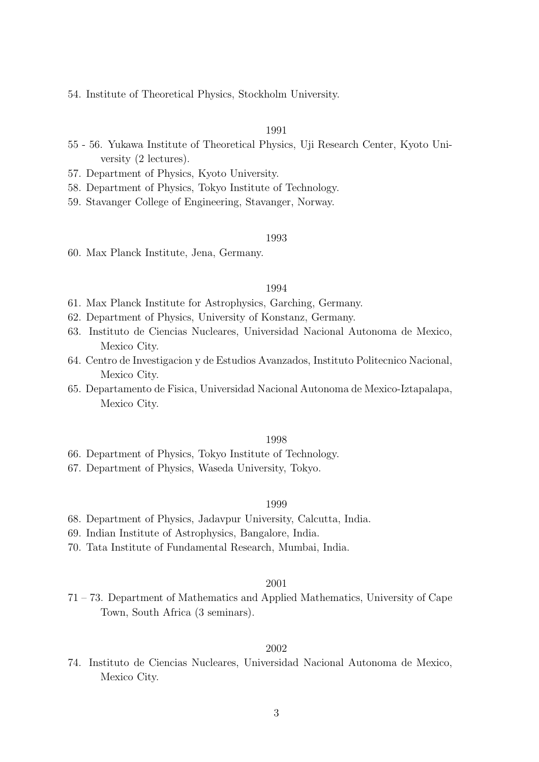54. Institute of Theoretical Physics, Stockholm University.

1991

55 - 56. Yukawa Institute of Theoretical Physics, Uji Research Center, Kyoto University (2 lectures).

57. Department of Physics, Kyoto University.

58. Department of Physics, Tokyo Institute of Technology.

59. Stavanger College of Engineering, Stavanger, Norway.

1993

60. Max Planck Institute, Jena, Germany.

1994

61. Max Planck Institute for Astrophysics, Garching, Germany.

62. Department of Physics, University of Konstanz, Germany.

63. Instituto de Ciencias Nucleares, Universidad Nacional Autonoma de Mexico, Mexico City.

64. Centro de Investigacion y de Estudios Avanzados, Instituto Politecnico Nacional, Mexico City.

65. Departamento de Fisica, Universidad Nacional Autonoma de Mexico-Iztapalapa, Mexico City.

1998

66. Department of Physics, Tokyo Institute of Technology.

67. Department of Physics, Waseda University, Tokyo.

1999

68. Department of Physics, Jadavpur University, Calcutta, India.

69. Indian Institute of Astrophysics, Bangalore, India.

70. Tata Institute of Fundamental Research, Mumbai, India.

2001

71 – 73. Department of Mathematics and Applied Mathematics, University of Cape Town, South Africa (3 seminars).

2002

74. Instituto de Ciencias Nucleares, Universidad Nacional Autonoma de Mexico, Mexico City.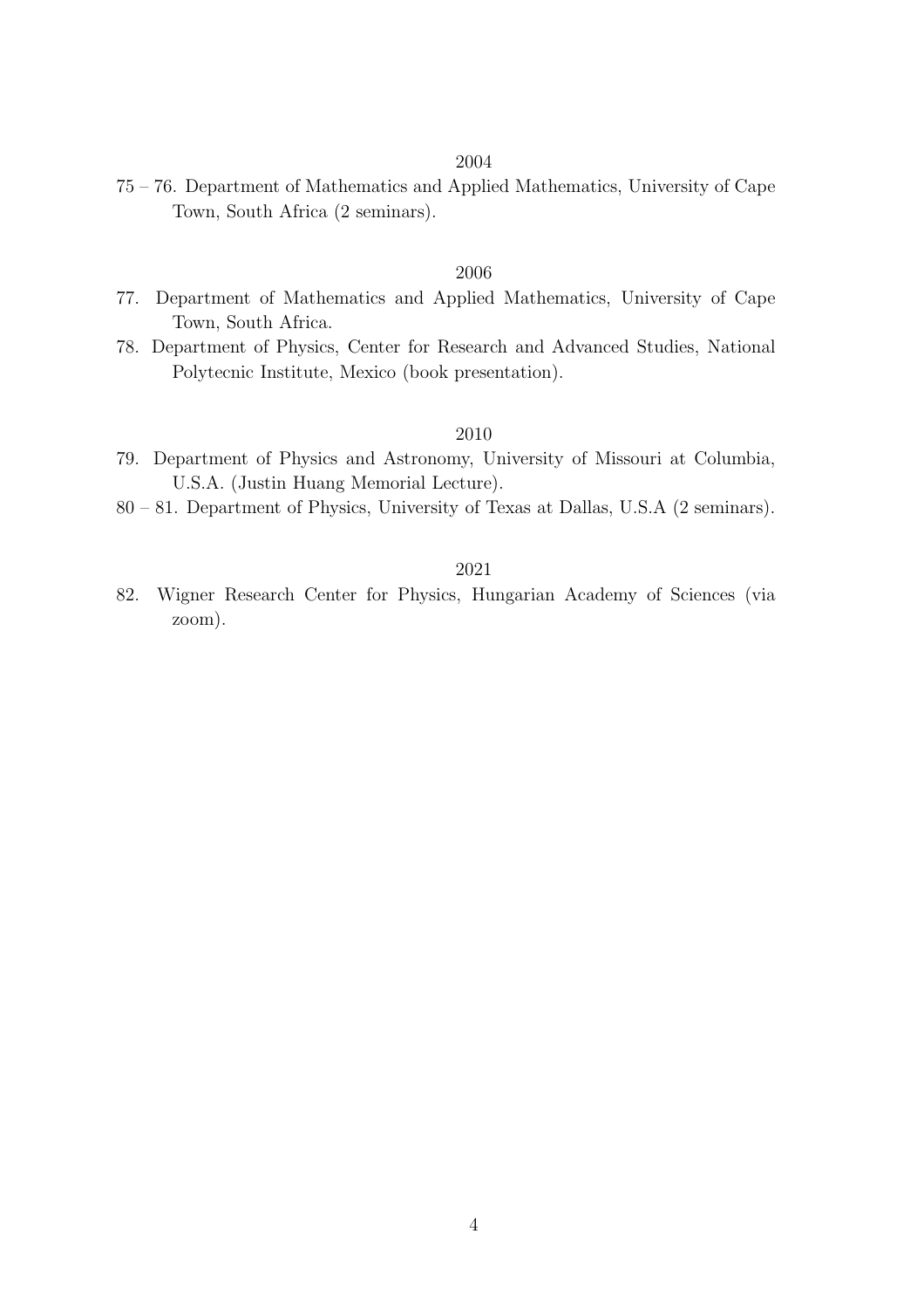2004

75 – 76. Department of Mathematics and Applied Mathematics, University of Cape Town, South Africa (2 seminars).

2006

77. Department of Mathematics and Applied Mathematics, University of Cape Town, South Africa.
78. Department of Physics, Center for Research and Advanced Studies, National Polytecnic Institute, Mexico (book presentation).

2010

79. Department of Physics and Astronomy, University of Missouri at Columbia, U.S.A. (Justin Huang Memorial Lecture).

80 – 81. Department of Physics, University of Texas at Dallas, U.S.A (2 seminars).

2021

82. Wigner Research Center for Physics, Hungarian Academy of Sciences (via zoom).